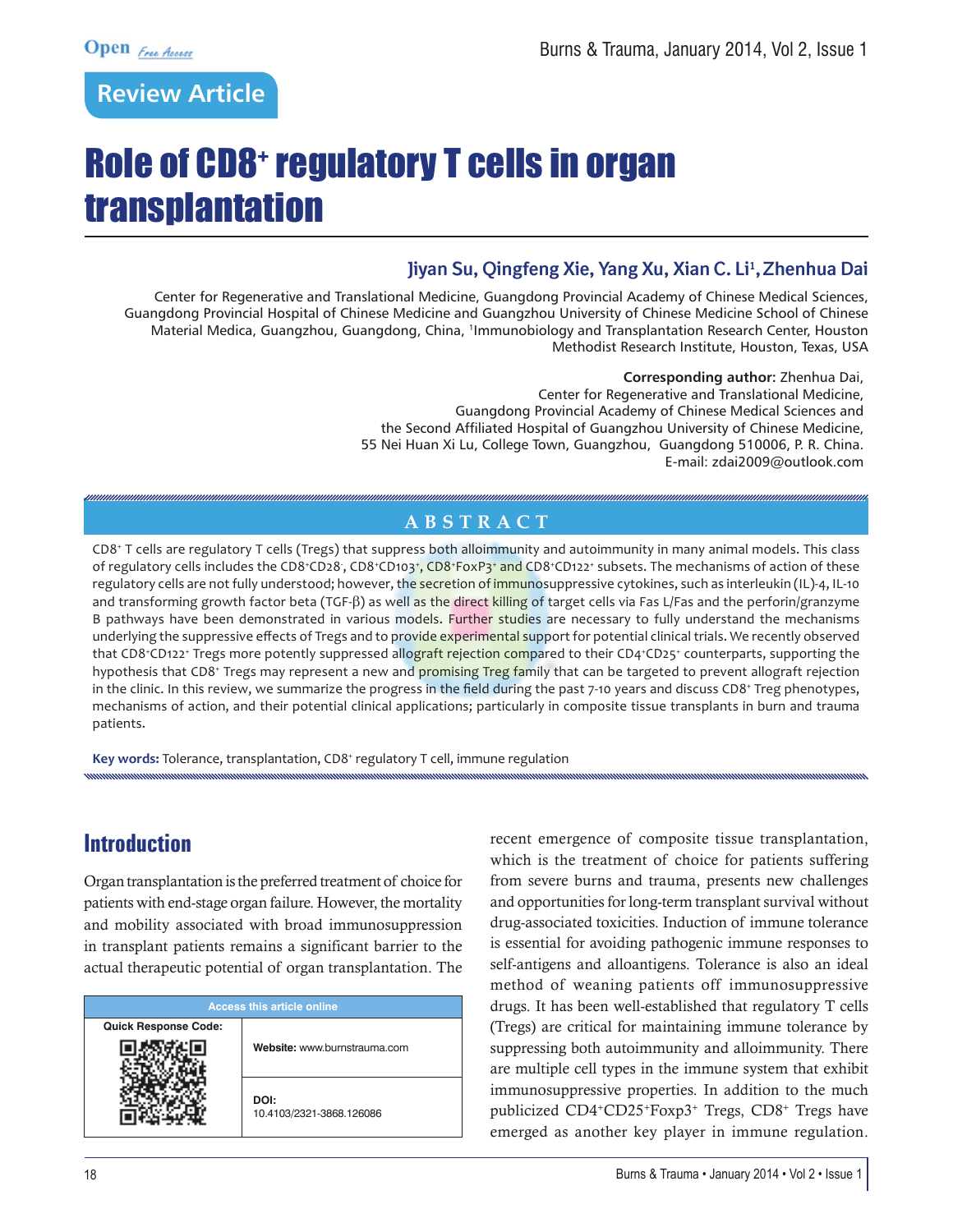Review Article

# Role of CD8$^+$ regulatory T cells in organ transplantation

**Jiyan Su, Qingfeng Xie, Yang Xu, Xian C. Li[1], Zhenhua Dai**

Center for Regenerative and Translational Medicine, Guangdong Provincial Academy of Chinese Medical Sciences, Guangdong Provincial Hospital of Chinese Medicine and Guangzhou University of Chinese Medicine School of Chinese Material Medica, Guangzhou, Guangdong, China, [1]Immunobiology and Transplantation Research Center, Houston Methodist Research Institute, Houston, Texas, USA

**Corresponding author:** Zhenhua Dai,
Center for Regenerative and Translational Medicine,
Guangdong Provincial Academy of Chinese Medical Sciences and
the Second Affiliated Hospital of Guangzhou University of Chinese Medicine,
55 Nei Huan Xi Lu, College Town, Guangzhou, Guangdong 510006, P. R. China.
E-mail: zdai2009@outlook.com

## ABSTRACT

CD8$^+$ T cells are regulatory T cells (Tregs) that suppress both alloimmunity and autoimmunity in many animal models. This class of regulatory cells includes the CD8$^+$CD28$^-$, CD8$^+$CD103$^+$, CD8$^+$FoxP3$^+$ and CD8$^+$CD122$^+$ subsets. The mechanisms of action of these regulatory cells are not fully understood; however, the secretion of immunosuppressive cytokines, such as interleukin (IL)-4, IL-10 and transforming growth factor beta (TGF-β) as well as the direct killing of target cells via Fas L/Fas and the perforin/granzyme B pathways have been demonstrated in various models. Further studies are necessary to fully understand the mechanisms underlying the suppressive effects of Tregs and to provide experimental support for potential clinical trials. We recently observed that CD8$^+$CD122$^+$ Tregs more potently suppressed allograft rejection compared to their CD4$^+$CD25$^+$ counterparts, supporting the hypothesis that CD8$^+$ Tregs may represent a new and promising Treg family that can be targeted to prevent allograft rejection in the clinic. In this review, we summarize the progress in the field during the past 7-10 years and discuss CD8$^+$ Treg phenotypes, mechanisms of action, and their potential clinical applications; particularly in composite tissue transplants in burn and trauma patients.

**Key words:** Tolerance, transplantation, CD8$^+$ regulatory T cell, immune regulation

## Introduction

Organ transplantation is the preferred treatment of choice for patients with end-stage organ failure. However, the mortality and mobility associated with broad immunosuppression in transplant patients remains a significant barrier to the actual therapeutic potential of organ transplantation. The recent emergence of composite tissue transplantation, which is the treatment of choice for patients suffering from severe burns and trauma, presents new challenges and opportunities for long-term transplant survival without drug-associated toxicities. Induction of immune tolerance is essential for avoiding pathogenic immune responses to self-antigens and alloantigens. Tolerance is also an ideal method of weaning patients off immunosuppressive drugs. It has been well-established that regulatory T cells (Tregs) are critical for maintaining immune tolerance by suppressing both autoimmunity and alloimmunity. There are multiple cell types in the immune system that exhibit immunosuppressive properties. In addition to the much publicized CD4$^+$CD25$^+$Foxp3$^+$ Tregs, CD8$^+$ Tregs have emerged as another key player in immune regulation.

| Access this article online | |
|---|---|
| Quick Response Code: | Website: www.burnstrauma.com |
| | DOI: 10.4103/2321-3868.126086 |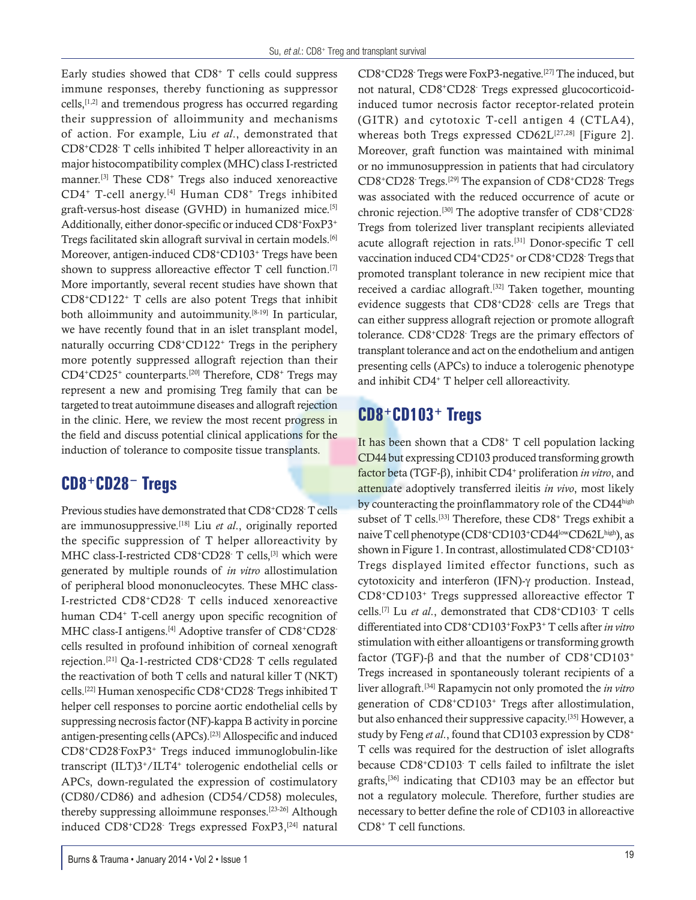Early studies showed that $CD8^+$ T cells could suppress immune responses, thereby functioning as suppressor cells,[1,2] and tremendous progress has occurred regarding their suppression of alloimmunity and mechanisms of action. For example, Liu *et al*., demonstrated that $CD8^+CD28^-$ T cells inhibited T helper alloreactivity in an major histocompatibility complex (MHC) class I-restricted manner.[3] These $CD8^+$ Tregs also induced xenoreactive $CD4^+$ T-cell anergy.[4] Human $CD8^+$ Tregs inhibited graft-versus-host disease (GVHD) in humanized mice.[5] Additionally, either donor-specific or induced $CD8^+FoxP3^+$ Tregs facilitated skin allograft survival in certain models.[6] Moreover, antigen-induced $CD8^+CD103^+$ Tregs have been shown to suppress alloreactive effector T cell function.[7] More importantly, several recent studies have shown that $CD8^+CD122^+$ T cells are also potent Tregs that inhibit both alloimmunity and autoimmunity.[8-19] In particular, we have recently found that in an islet transplant model, naturally occurring $CD8^+CD122^+$ Tregs in the periphery more potently suppressed allograft rejection than their $CD4^+CD25^+$ counterparts.[20] Therefore, $CD8^+$ Tregs may represent a new and promising Treg family that can be targeted to treat autoimmune diseases and allograft rejection in the clinic. Here, we review the most recent progress in the field and discuss potential clinical applications for the induction of tolerance to composite tissue transplants.

## $CD8^+CD28^-$ Tregs

Previous studies have demonstrated that $CD8^+CD28^-$ T cells are immunosuppressive.[18] Liu *et al*., originally reported the specific suppression of T helper alloreactivity by MHC class-I-restricted $CD8^+CD28^-$ T cells,[3] which were generated by multiple rounds of *in vitro* allostimulation of peripheral blood mononucleocytes. These MHC class-I-restricted $CD8^+CD28^-$ T cells induced xenoreactive human $CD4^+$ T-cell anergy upon specific recognition of MHC class-I antigens.[4] Adoptive transfer of $CD8^+CD28^-$ cells resulted in profound inhibition of corneal xenograft rejection.[21] Qa-1-restricted $CD8^+CD28^-$ T cells regulated the reactivation of both T cells and natural killer T (NKT) cells.[22] Human xenospecific $CD8^+CD28^-$ Tregs inhibited T helper cell responses to porcine aortic endothelial cells by suppressing necrosis factor (NF)-kappa B activity in porcine antigen-presenting cells (APCs).[23] Allospecific and induced $CD8^+CD28^-FoxP3^+$ Tregs induced immunoglobulin-like transcript $(ILT)3^+/ILT4^+$ tolerogenic endothelial cells or APCs, down-regulated the expression of costimulatory (CD80/CD86) and adhesion (CD54/CD58) molecules, thereby suppressing alloimmune responses.[23-26] Although induced $CD8^+CD28^-$ Tregs expressed FoxP3,[24] natural $CD8^+CD28^-$ Tregs were FoxP3-negative.[27] The induced, but not natural, $CD8^+CD28^-$ Tregs expressed glucocorticoid-induced tumor necrosis factor receptor-related protein (GITR) and cytotoxic T-cell antigen 4 (CTLA4), whereas both Tregs expressed CD62L[27,28] [Figure 2]. Moreover, graft function was maintained with minimal or no immunosuppression in patients that had circulatory $CD8^+CD28^-$ Tregs.[29] The expansion of $CD8^+CD28^-$ Tregs was associated with the reduced occurrence of acute or chronic rejection.[30] The adoptive transfer of $CD8^+CD28^-$ Tregs from tolerized liver transplant recipients alleviated acute allograft rejection in rats.[31] Donor-specific T cell vaccination induced $CD4^+CD25^+$ or $CD8^+CD28^-$ Tregs that promoted transplant tolerance in new recipient mice that received a cardiac allograft.[32] Taken together, mounting evidence suggests that $CD8^+CD28^-$ cells are Tregs that can either suppress allograft rejection or promote allograft tolerance. $CD8^+CD28^-$ Tregs are the primary effectors of transplant tolerance and act on the endothelium and antigen presenting cells (APCs) to induce a tolerogenic phenotype and inhibit $CD4^+$ T helper cell alloreactivity.

## $CD8^+CD103^+$ Tregs

It has been shown that a $CD8^+$ T cell population lacking CD44 but expressing CD103 produced transforming growth factor beta (TGF-β), inhibit $CD4^+$ proliferation *in vitro*, and attenuate adoptively transferred ileitis *in vivo*, most likely by counteracting the proinflammatory role of the $CD44^{high}$ subset of T cells.[33] Therefore, these $CD8^+$ Tregs exhibit a naive T cell phenotype ($CD8^+CD103^+CD44^{low}CD62L^{high}$), as shown in Figure 1. In contrast, allostimulated $CD8^+CD103^+$ Tregs displayed limited effector functions, such as cytotoxicity and interferon (IFN)-γ production. Instead, $CD8^+CD103^+$ Tregs suppressed alloreactive effector T cells.[7] Lu *et al*., demonstrated that $CD8^+CD103^-$ T cells differentiated into $CD8^+CD103^+FoxP3^+$ T cells after *in vitro* stimulation with either alloantigens or transforming growth factor (TGF)-β and that the number of $CD8^+CD103^+$ Tregs increased in spontaneously tolerant recipients of a liver allograft.[34] Rapamycin not only promoted the *in vitro* generation of $CD8^+CD103^+$ Tregs after allostimulation, but also enhanced their suppressive capacity.[35] However, a study by Feng *et al*., found that CD103 expression by $CD8^+$ T cells was required for the destruction of islet allografts because $CD8^+CD103^-$ T cells failed to infiltrate the islet grafts,[36] indicating that CD103 may be an effector but not a regulatory molecule. Therefore, further studies are necessary to better define the role of CD103 in alloreactive $CD8^+$ T cell functions.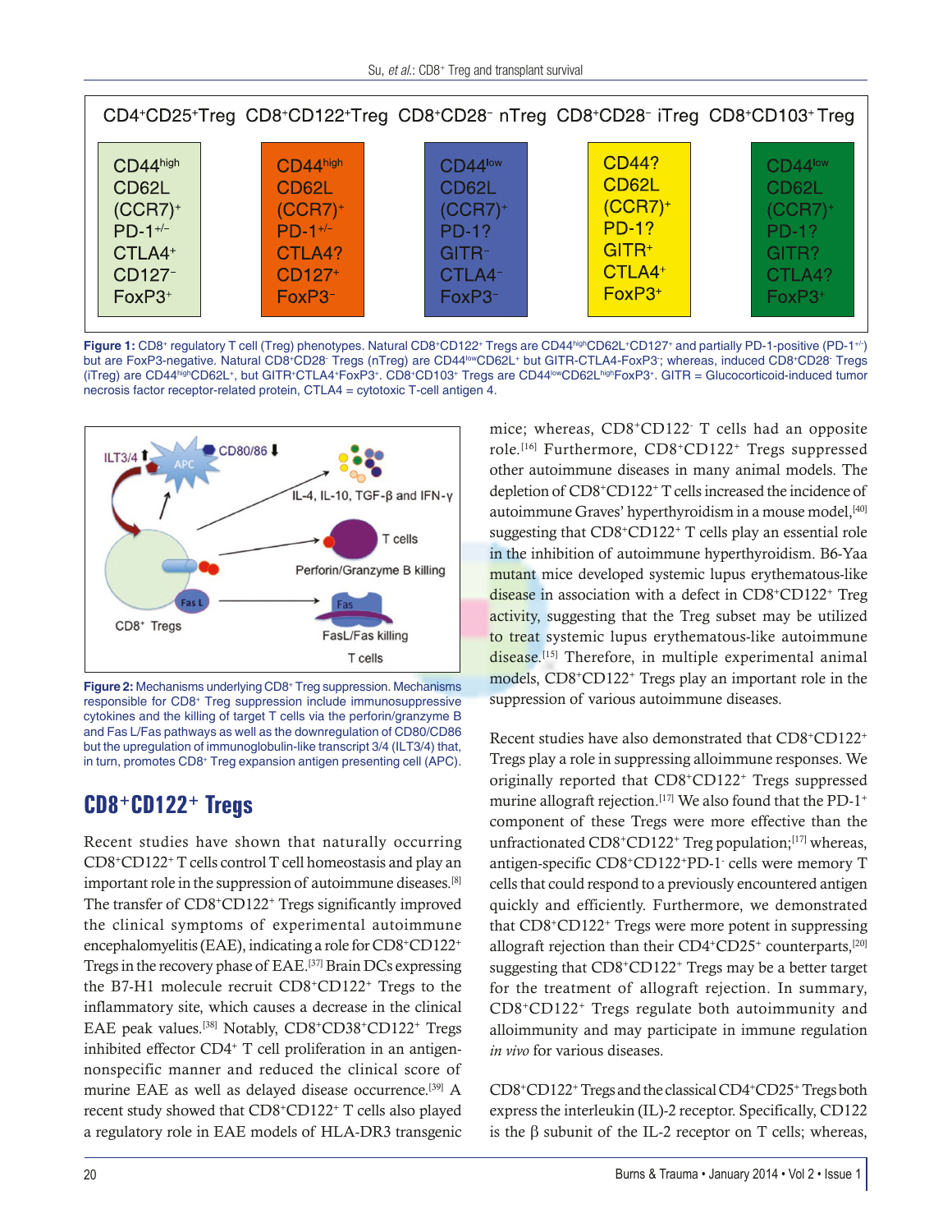| CD4+CD25+Treg | CD8+CD122+Treg | CD8+CD28- nTreg | CD8+CD28- iTreg | CD8+CD103+ Treg |
|---|---|---|---|---|
| CD44high CD62L (CCR7)+ PD-1+/– CTLA4+ CD127– FoxP3+ | CD44high CD62L (CCR7)+ PD-1+/– CTLA4? CD127+ FoxP3– | CD44low CD62L (CCR7)+ PD-1? GITR– CTLA4– FoxP3– | CD44? CD62L (CCR7)+ PD-1? GITR+ CTLA4+ FoxP3+ | CD44low CD62L (CCR7)+ PD-1? GITR? CTLA4? FoxP3+ |

**Figure 1:** CD8+ regulatory T cell (Treg) phenotypes. Natural CD8+CD122+ Tregs are CD44highCD62L+CD127+ and partially PD-1-positive (PD-1+/-) but are FoxP3-negative. Natural CD8+CD28- Tregs (nTreg) are CD44lowCD62L+ but GITR-CTLA4-FoxP3-; whereas, induced CD8+CD28- Tregs (iTreg) are CD44highCD62L+, but GITR+CTLA4+FoxP3+. CD8+CD103+ Tregs are CD44lowCD62LhighFoxP3+. GITR = Glucocorticoid-induced tumor necrosis factor receptor-related protein, CTLA4 = cytotoxic T-cell antigen 4.

**Figure 2:** Mechanisms underlying CD8+ Treg suppression. Mechanisms responsible for CD8+ Treg suppression include immunosuppressive cytokines and the killing of target T cells via the perforin/granzyme B and Fas L/Fas pathways as well as the downregulation of CD80/CD86 but the upregulation of immunoglobulin-like transcript 3/4 (ILT3/4) that, in turn, promotes CD8+ Treg expansion antigen presenting cell (APC).

## CD8+CD122+ Tregs

Recent studies have shown that naturally occurring CD8+CD122+ T cells control T cell homeostasis and play an important role in the suppression of autoimmune diseases.[8] The transfer of CD8+CD122+ Tregs significantly improved the clinical symptoms of experimental autoimmune encephalomyelitis (EAE), indicating a role for CD8+CD122+ Tregs in the recovery phase of EAE.[37] Brain DCs expressing the B7-H1 molecule recruit CD8+CD122+ Tregs to the inflammatory site, which causes a decrease in the clinical EAE peak values.[38] Notably, CD8+CD38+CD122+ Tregs inhibited effector CD4+ T cell proliferation in an antigen-nonspecific manner and reduced the clinical score of murine EAE as well as delayed disease occurrence.[39] A recent study showed that CD8+CD122+ T cells also played a regulatory role in EAE models of HLA-DR3 transgenic mice; whereas, CD8+CD122- T cells had an opposite role.[16] Furthermore, CD8+CD122+ Tregs suppressed other autoimmune diseases in many animal models. The depletion of CD8+CD122+ T cells increased the incidence of autoimmune Graves' hyperthyroidism in a mouse model,[40] suggesting that CD8+CD122+ T cells play an essential role in the inhibition of autoimmune hyperthyroidism. B6-Yaa mutant mice developed systemic lupus erythematous-like disease in association with a defect in CD8+CD122+ Treg activity, suggesting that the Treg subset may be utilized to treat systemic lupus erythematous-like autoimmune disease.[15] Therefore, in multiple experimental animal models, CD8+CD122+ Tregs play an important role in the suppression of various autoimmune diseases.

Recent studies have also demonstrated that CD8+CD122+ Tregs play a role in suppressing alloimmune responses. We originally reported that CD8+CD122+ Tregs suppressed murine allograft rejection.[17] We also found that the PD-1+ component of these Tregs were more effective than the unfractionated CD8+CD122+ Treg population;[17] whereas, antigen-specific CD8+CD122+PD-1- cells were memory T cells that could respond to a previously encountered antigen quickly and efficiently. Furthermore, we demonstrated that CD8+CD122+ Tregs were more potent in suppressing allograft rejection than their CD4+CD25+ counterparts,[20] suggesting that CD8+CD122+ Tregs may be a better target for the treatment of allograft rejection. In summary, CD8+CD122+ Tregs regulate both autoimmunity and alloimmunity and may participate in immune regulation *in vivo* for various diseases.

CD8+CD122+ Tregs and the classical CD4+CD25+ Tregs both express the interleukin (IL)-2 receptor. Specifically, CD122 is the $\beta$ subunit of the IL-2 receptor on T cells; whereas,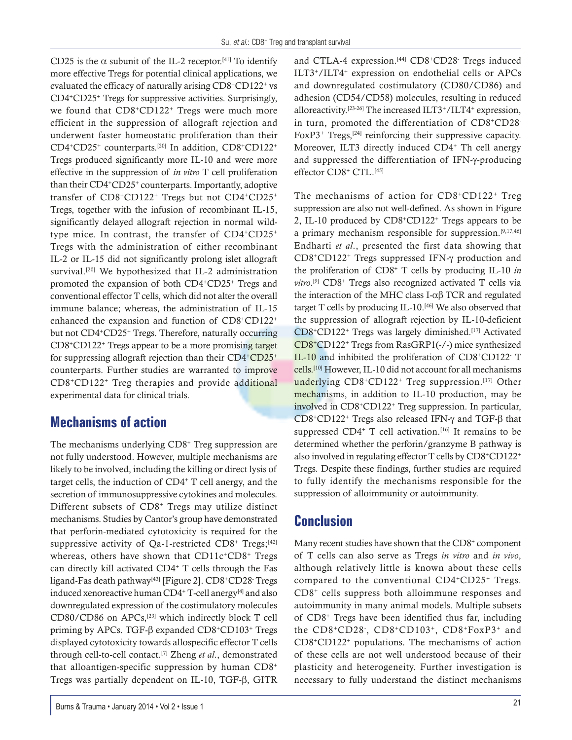CD25 is the α subunit of the IL-2 receptor.[41] To identify more effective Tregs for potential clinical applications, we evaluated the efficacy of naturally arising CD8$^+$CD122$^+$ vs CD4$^+$CD25$^+$ Tregs for suppressive activities. Surprisingly, we found that CD8$^+$CD122$^+$ Tregs were much more efficient in the suppression of allograft rejection and underwent faster homeostatic proliferation than their CD4$^+$CD25$^+$ counterparts.[20] In addition, CD8$^+$CD122$^+$ Tregs produced significantly more IL-10 and were more effective in the suppression of *in vitro* T cell proliferation than their CD4$^+$CD25$^+$ counterparts. Importantly, adoptive transfer of CD8$^+$CD122$^+$ Tregs but not CD4$^+$CD25$^+$ Tregs, together with the infusion of recombinant IL-15, significantly delayed allograft rejection in normal wild-type mice. In contrast, the transfer of CD4$^+$CD25$^+$ Tregs with the administration of either recombinant IL-2 or IL-15 did not significantly prolong islet allograft survival.[20] We hypothesized that IL-2 administration promoted the expansion of both CD4$^+$CD25$^+$ Tregs and conventional effector T cells, which did not alter the overall immune balance; whereas, the administration of IL-15 enhanced the expansion and function of CD8$^+$CD122$^+$ but not CD4$^+$CD25$^+$ Tregs. Therefore, naturally occurring CD8$^+$CD122$^+$ Tregs appear to be a more promising target for suppressing allograft rejection than their CD4$^+$CD25$^+$ counterparts. Further studies are warranted to improve CD8$^+$CD122$^+$ Treg therapies and provide additional experimental data for clinical trials.

## Mechanisms of action

The mechanisms underlying CD8$^+$ Treg suppression are not fully understood. However, multiple mechanisms are likely to be involved, including the killing or direct lysis of target cells, the induction of CD4$^+$ T cell anergy, and the secretion of immunosuppressive cytokines and molecules. Different subsets of CD8$^+$ Tregs may utilize distinct mechanisms. Studies by Cantor's group have demonstrated that perforin-mediated cytotoxicity is required for the suppressive activity of Qa-1-restricted CD8$^+$ Tregs;[42] whereas, others have shown that CD11c$^+$CD8$^+$ Tregs can directly kill activated CD4$^+$ T cells through the Fas ligand-Fas death pathway[43] [Figure 2]. CD8$^+$CD28$^-$ Tregs induced xenoreactive human CD4$^+$ T-cell anergy[4] and also downregulated expression of the costimulatory molecules CD80/CD86 on APCs,[23] which indirectly block T cell priming by APCs. TGF-β expanded CD8$^+$CD103$^+$ Tregs displayed cytotoxicity towards allospecific effector T cells through cell-to-cell contact.[7] Zheng *et al.*, demonstrated that alloantigen-specific suppression by human CD8$^+$ Tregs was partially dependent on IL-10, TGF-β, GITR and CTLA-4 expression.[44] CD8$^+$CD28$^-$ Tregs induced ILT3$^+$/ILT4$^+$ expression on endothelial cells or APCs and downregulated costimulatory (CD80/CD86) and adhesion (CD54/CD58) molecules, resulting in reduced alloreactivity.[23-26] The increased ILT3$^+$/ILT4$^+$ expression, in turn, promoted the differentiation of CD8$^+$CD28$^-$ FoxP3$^+$ Tregs,[24] reinforcing their suppressive capacity. Moreover, ILT3 directly induced CD4$^+$ Th cell anergy and suppressed the differentiation of IFN-γ-producing effector CD8$^+$ CTL.[45]

The mechanisms of action for CD8$^+$CD122$^+$ Treg suppression are also not well-defined. As shown in Figure 2, IL-10 produced by CD8$^+$CD122$^+$ Tregs appears to be a primary mechanism responsible for suppression.[9,17,46] Endharti *et al.*, presented the first data showing that CD8$^+$CD122$^+$ Tregs suppressed IFN-γ production and the proliferation of CD8$^+$ T cells by producing IL-10 *in vitro*.[9] CD8$^+$ Tregs also recognized activated T cells via the interaction of the MHC class I-αβ TCR and regulated target T cells by producing IL-10.[46] We also observed that the suppression of allograft rejection by IL-10-deficient CD8$^+$CD122$^+$ Tregs was largely diminished.[17] Activated CD8$^+$CD122$^+$ Tregs from RasGRP1(-/-) mice synthesized IL-10 and inhibited the proliferation of CD8$^+$CD122$^-$ T cells.[10] However, IL-10 did not account for all mechanisms underlying CD8$^+$CD122$^+$ Treg suppression.[17] Other mechanisms, in addition to IL-10 production, may be involved in CD8$^+$CD122$^+$ Treg suppression. In particular, CD8$^+$CD122$^+$ Tregs also released IFN-γ and TGF-β that suppressed CD4$^+$ T cell activation.[16] It remains to be determined whether the perforin/granzyme B pathway is also involved in regulating effector T cells by CD8$^+$CD122$^+$ Tregs. Despite these findings, further studies are required to fully identify the mechanisms responsible for the suppression of alloimmunity or autoimmunity.

## Conclusion

Many recent studies have shown that the CD8$^+$ component of T cells can also serve as Tregs *in vitro* and *in vivo*, although relatively little is known about these cells compared to the conventional CD4$^+$CD25$^+$ Tregs. CD8$^+$ cells suppress both alloimmune responses and autoimmunity in many animal models. Multiple subsets of CD8$^+$ Tregs have been identified thus far, including the CD8$^+$CD28$^-$, CD8$^+$CD103$^+$, CD8$^+$FoxP3$^+$ and CD8$^+$CD122$^+$ populations. The mechanisms of action of these cells are not well understood because of their plasticity and heterogeneity. Further investigation is necessary to fully understand the distinct mechanisms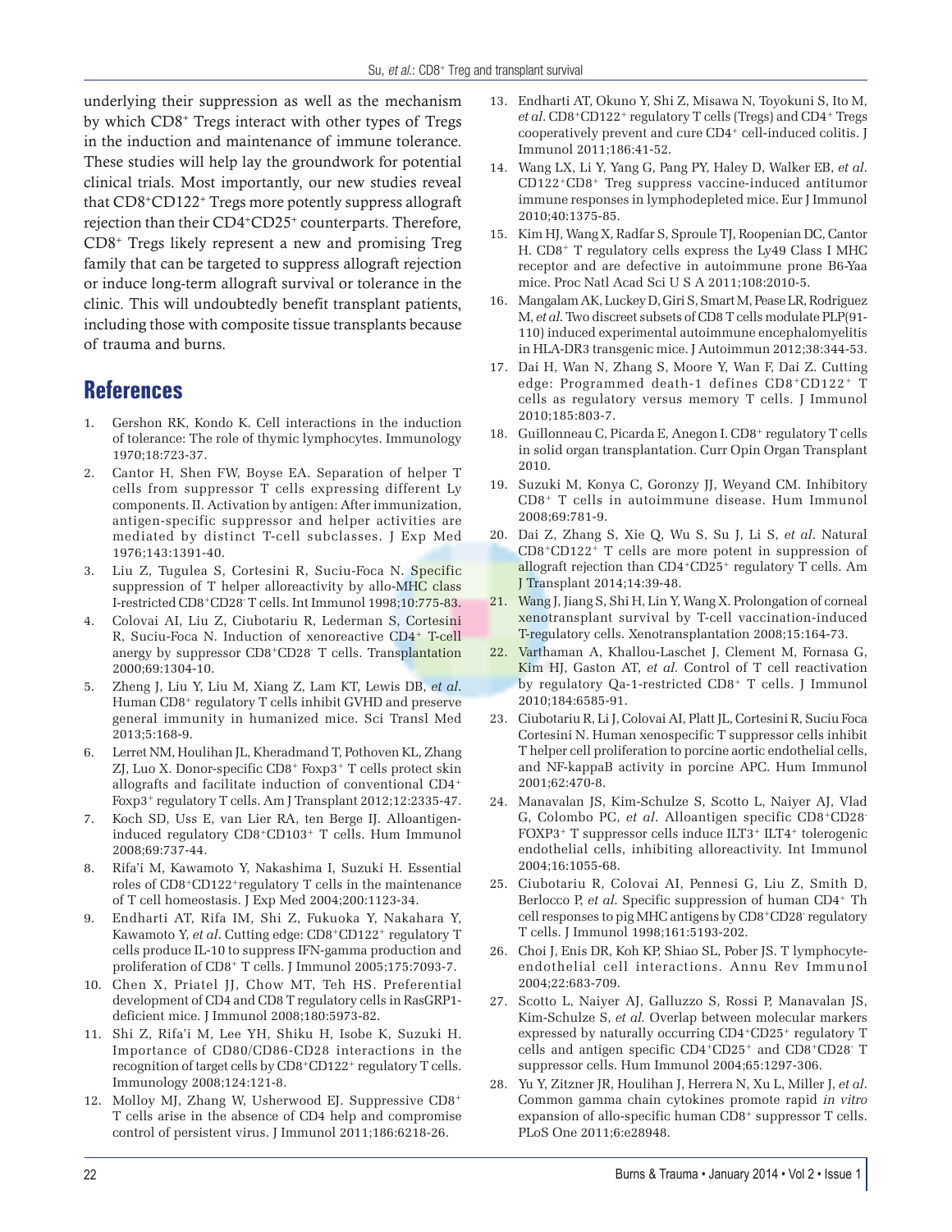underlying their suppression as well as the mechanism by which $CD8^+$ Tregs interact with other types of Tregs in the induction and maintenance of immune tolerance. These studies will help lay the groundwork for potential clinical trials. Most importantly, our new studies reveal that $CD8^+CD122^+$ Tregs more potently suppress allograft rejection than their $CD4^+CD25^+$ counterparts. Therefore, $CD8^+$ Tregs likely represent a new and promising Treg family that can be targeted to suppress allograft rejection or induce long-term allograft survival or tolerance in the clinic. This will undoubtedly benefit transplant patients, including those with composite tissue transplants because of trauma and burns.

## References

1. Gershon RK, Kondo K. Cell interactions in the induction of tolerance: The role of thymic lymphocytes. Immunology 1970;18:723-37.
2. Cantor H, Shen FW, Boyse EA. Separation of helper T cells from suppressor T cells expressing different Ly components. II. Activation by antigen: After immunization, antigen-specific suppressor and helper activities are mediated by distinct T-cell subclasses. J Exp Med 1976;143:1391-40.
3. Liu Z, Tugulea S, Cortesini R, Suciu-Foca N. Specific suppression of T helper alloreactivity by allo-MHC class I-restricted $CD8^+CD28^-$ T cells. Int Immunol 1998;10:775-83.
4. Colovai AI, Liu Z, Ciubotariu R, Lederman S, Cortesini R, Suciu-Foca N. Induction of xenoreactive $CD4^+$ T-cell anergy by suppressor $CD8^+CD28^-$ T cells. Transplantation 2000;69:1304-10.
5. Zheng J, Liu Y, Liu M, Xiang Z, Lam KT, Lewis DB, *et al*. Human $CD8^+$ regulatory T cells inhibit GVHD and preserve general immunity in humanized mice. Sci Transl Med 2013;5:168-9.
6. Lerret NM, Houlihan JL, Kheradmand T, Pothoven KL, Zhang ZJ, Luo X. Donor-specific $CD8^+$ $Foxp3^+$ T cells protect skin allografts and facilitate induction of conventional $CD4^+$ $Foxp3^+$ regulatory T cells. Am J Transplant 2012;12:2335-47.
7. Koch SD, Uss E, van Lier RA, ten Berge IJ. Alloantigen-induced regulatory $CD8^+CD103^+$ T cells. Hum Immunol 2008;69:737-44.
8. Rifa'i M, Kawamoto Y, Nakashima I, Suzuki H. Essential roles of $CD8^+CD122^+$regulatory T cells in the maintenance of T cell homeostasis. J Exp Med 2004;200:1123-34.
9. Endharti AT, Rifa IM, Shi Z, Fukuoka Y, Nakahara Y, Kawamoto Y, *et al*. Cutting edge: $CD8^+CD122^+$ regulatory T cells produce IL-10 to suppress IFN-gamma production and proliferation of $CD8^+$ T cells. J Immunol 2005;175:7093-7.
10. Chen X, Priatel JJ, Chow MT, Teh HS. Preferential development of CD4 and CD8 T regulatory cells in RasGRP1-deficient mice. J Immunol 2008;180:5973-82.
11. Shi Z, Rifa'i M, Lee YH, Shiku H, Isobe K, Suzuki H. Importance of CD80/CD86-CD28 interactions in the recognition of target cells by $CD8^+CD122^+$ regulatory T cells. Immunology 2008;124:121-8.
12. Molloy MJ, Zhang W, Usherwood EJ. Suppressive $CD8^+$ T cells arise in the absence of CD4 help and compromise control of persistent virus. J Immunol 2011;186:6218-26.
13. Endharti AT, Okuno Y, Shi Z, Misawa N, Toyokuni S, Ito M, *et al*. $CD8^+CD122^+$ regulatory T cells (Tregs) and $CD4^+$ Tregs cooperatively prevent and cure $CD4^+$ cell-induced colitis. J Immunol 2011;186:41-52.
14. Wang LX, Li Y, Yang G, Pang PY, Haley D, Walker EB, *et al*. $CD122^+CD8^+$ Treg suppress vaccine-induced antitumor immune responses in lymphodepleted mice. Eur J Immunol 2010;40:1375-85.
15. Kim HJ, Wang X, Radfar S, Sproule TJ, Roopenian DC, Cantor H. $CD8^+$ T regulatory cells express the Ly49 Class I MHC receptor and are defective in autoimmune prone B6-Yaa mice. Proc Natl Acad Sci U S A 2011;108:2010-5.
16. Mangalam AK, Luckey D, Giri S, Smart M, Pease LR, Rodriguez M, *et al*. Two discreet subsets of CD8 T cells modulate PLP(91-110) induced experimental autoimmune encephalomyelitis in HLA-DR3 transgenic mice. J Autoimmun 2012;38:344-53.
17. Dai H, Wan N, Zhang S, Moore Y, Wan F, Dai Z. Cutting edge: Programmed death-1 defines $CD8^+CD122^+$ T cells as regulatory versus memory T cells. J Immunol 2010;185:803-7.
18. Guillonneau C, Picarda E, Anegon I. $CD8^+$ regulatory T cells in solid organ transplantation. Curr Opin Organ Transplant 2010.
19. Suzuki M, Konya C, Goronzy JJ, Weyand CM. Inhibitory $CD8^+$ T cells in autoimmune disease. Hum Immunol 2008;69:781-9.
20. Dai Z, Zhang S, Xie Q, Wu S, Su J, Li S, *et al*. Natural $CD8^+CD122^+$ T cells are more potent in suppression of allograft rejection than $CD4^+CD25^+$ regulatory T cells. Am J Transplant 2014;14:39-48.
21. Wang J, Jiang S, Shi H, Lin Y, Wang X. Prolongation of corneal xenotransplant survival by T-cell vaccination-induced T-regulatory cells. Xenotransplantation 2008;15:164-73.
22. Varthaman A, Khallou-Laschet J, Clement M, Fornasa G, Kim HJ, Gaston AT, *et al*. Control of T cell reactivation by regulatory Qa-1-restricted $CD8^+$ T cells. J Immunol 2010;184:6585-91.
23. Ciubotariu R, Li J, Colovai AI, Platt JL, Cortesini R, Suciu Foca Cortesini N. Human xenospecific T suppressor cells inhibit T helper cell proliferation to porcine aortic endothelial cells, and NF-kappaB activity in porcine APC. Hum Immunol 2001;62:470-8.
24. Manavalan JS, Kim-Schulze S, Scotto L, Naiyer AJ, Vlad G, Colombo PC, *et al*. Alloantigen specific $CD8^+CD28^-$ $FOXP3^+$ T suppressor cells induce $ILT3^+$ $ILT4^+$ tolerogenic endothelial cells, inhibiting alloreactivity. Int Immunol 2004;16:1055-68.
25. Ciubotariu R, Colovai AI, Pennesi G, Liu Z, Smith D, Berlocco P, *et al*. Specific suppression of human $CD4^+$ Th cell responses to pig MHC antigens by $CD8^+CD28^-$ regulatory T cells. J Immunol 1998;161:5193-202.
26. Choi J, Enis DR, Koh KP, Shiao SL, Pober JS. T lymphocyte-endothelial cell interactions. Annu Rev Immunol 2004;22:683-709.
27. Scotto L, Naiyer AJ, Galluzzo S, Rossi P, Manavalan JS, Kim-Schulze S, *et al*. Overlap between molecular markers expressed by naturally occurring $CD4^+CD25^+$ regulatory T cells and antigen specific $CD4^+CD25^+$ and $CD8^+CD28^-$ T suppressor cells. Hum Immunol 2004;65:1297-306.
28. Yu Y, Zitzner JR, Houlihan J, Herrera N, Xu L, Miller J, *et al*. Common gamma chain cytokines promote rapid *in vitro* expansion of allo-specific human $CD8^+$ suppressor T cells. PLoS One 2011;6:e28948.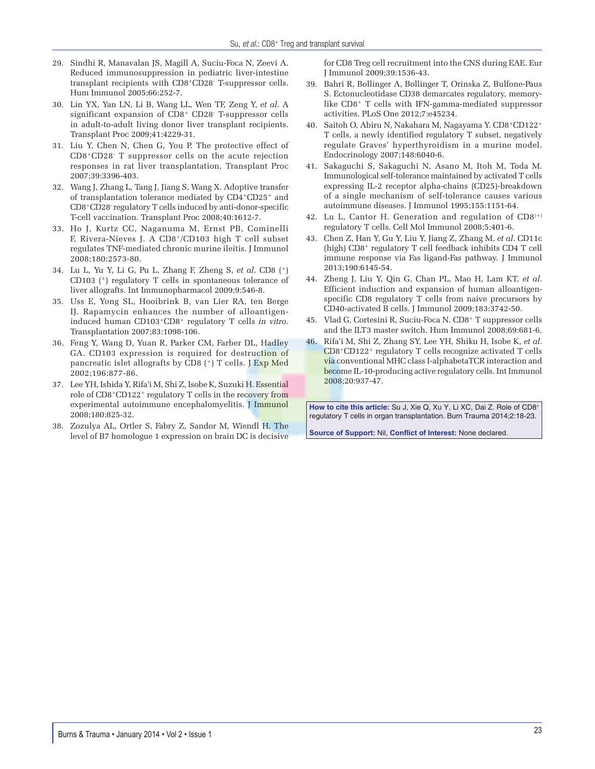29. Sindhi R, Manavalan JS, Magill A, Suciu-Foca N, Zeevi A. Reduced immunosuppression in pediatric liver-intestine transplant recipients with CD8+CD28- T-suppressor cells. Hum Immunol 2005;66:252-7.
30. Lin YX, Yan LN, Li B, Wang LL, Wen TF, Zeng Y, *et al*. A significant expansion of CD8+ CD28- T-suppressor cells in adult-to-adult living donor liver transplant recipients. Transplant Proc 2009;41:4229-31.
31. Liu Y, Chen N, Chen G, You P. The protective effect of CD8+CD28- T suppressor cells on the acute rejection responses in rat liver transplantation. Transplant Proc 2007;39:3396-403.
32. Wang J, Zhang L, Tang J, Jiang S, Wang X. Adoptive transfer of transplantation tolerance mediated by CD4+CD25+ and CD8+CD28- regulatory T cells induced by anti-donor-specific T-cell vaccination. Transplant Proc 2008;40:1612-7.
33. Ho J, Kurtz CC, Naganuma M, Ernst PB, Cominelli F, Rivera-Nieves J. A CD8+/CD103 high T cell subset regulates TNF-mediated chronic murine ileitis. J Immunol 2008;180:2573-80.
34. Lu L, Yu Y, Li G, Pu L, Zhang F, Zheng S, *et al*. CD8 (+) CD103 (+) regulatory T cells in spontaneous tolerance of liver allografts. Int Immunopharmacol 2009;9:546-8.
35. Uss E, Yong SL, Hooibrink B, van Lier RA, ten Berge IJ. Rapamycin enhances the number of alloantigen-induced human CD103+CD8+ regulatory T cells *in vitro*. Transplantation 2007;83:1098-106.
36. Feng Y, Wang D, Yuan R, Parker CM, Farber DL, Hadley GA. CD103 expression is required for destruction of pancreatic islet allografts by CD8 (+) T cells. J Exp Med 2002;196:877-86.
37. Lee YH, Ishida Y, Rifa'i M, Shi Z, Isobe K, Suzuki H. Essential role of CD8+CD122+ regulatory T cells in the recovery from experimental autoimmune encephalomyelitis. J Immunol 2008;180:825-32.
38. Zozulya AL, Ortler S, Fabry Z, Sandor M, Wiendl H. The level of B7 homologue 1 expression on brain DC is decisive for CD8 Treg cell recruitment into the CNS during EAE. Eur J Immunol 2009;39:1536-43.
39. Bahri R, Bollinger A, Bollinger T, Orinska Z, Bulfone-Paus S. Ectonucleotidase CD38 demarcates regulatory, memory-like CD8+ T cells with IFN-gamma-mediated suppressor activities. PLoS One 2012;7:e45234.
40. Saitoh O, Abiru N, Nakahara M, Nagayama Y. CD8+CD122+ T cells, a newly identified regulatory T subset, negatively regulate Graves' hyperthyroidism in a murine model. Endocrinology 2007;148:6040-6.
41. Sakaguchi S, Sakaguchi N, Asano M, Itoh M, Toda M. Immunological self-tolerance maintained by activated T cells expressing IL-2 receptor alpha-chains (CD25)-breakdown of a single mechanism of self-tolerance causes various autoimmune diseases. J Immunol 1995;155:1151-64.
42. Lu L, Cantor H. Generation and regulation of CD8(+) regulatory T cells. Cell Mol Immunol 2008;5:401-6.
43. Chen Z, Han Y, Gu Y, Liu Y, Jiang Z, Zhang M, *et al*. CD11c (high) CD8+ regulatory T cell feedback inhibits CD4 T cell immune response via Fas ligand-Fas pathway. J Immunol 2013;190:6145-54.
44. Zheng J, Liu Y, Qin G, Chan PL, Mao H, Lam KT, *et al*. Efficient induction and expansion of human alloantigen-specific CD8 regulatory T cells from naive precursors by CD40-activated B cells. J Immunol 2009;183:3742-50.
45. Vlad G, Cortesini R, Suciu-Foca N. CD8+ T suppressor cells and the ILT3 master switch. Hum Immunol 2008;69:681-6.
46. Rifa'i M, Shi Z, Zhang SY, Lee YH, Shiku H, Isobe K, *et al*. CD8+CD122+ regulatory T cells recognize activated T cells via conventional MHC class I-alphabetaTCR interaction and become IL-10-producing active regulatory cells. Int Immunol 2008;20:937-47.

**How to cite this article:** Su J, Xie Q, Xu Y, Li XC, Dai Z. Role of CD8+ regulatory T cells in organ transplantation. Burn Trauma 2014;2:18-23.

**Source of Support:** Nil, **Conflict of Interest:** None declared.